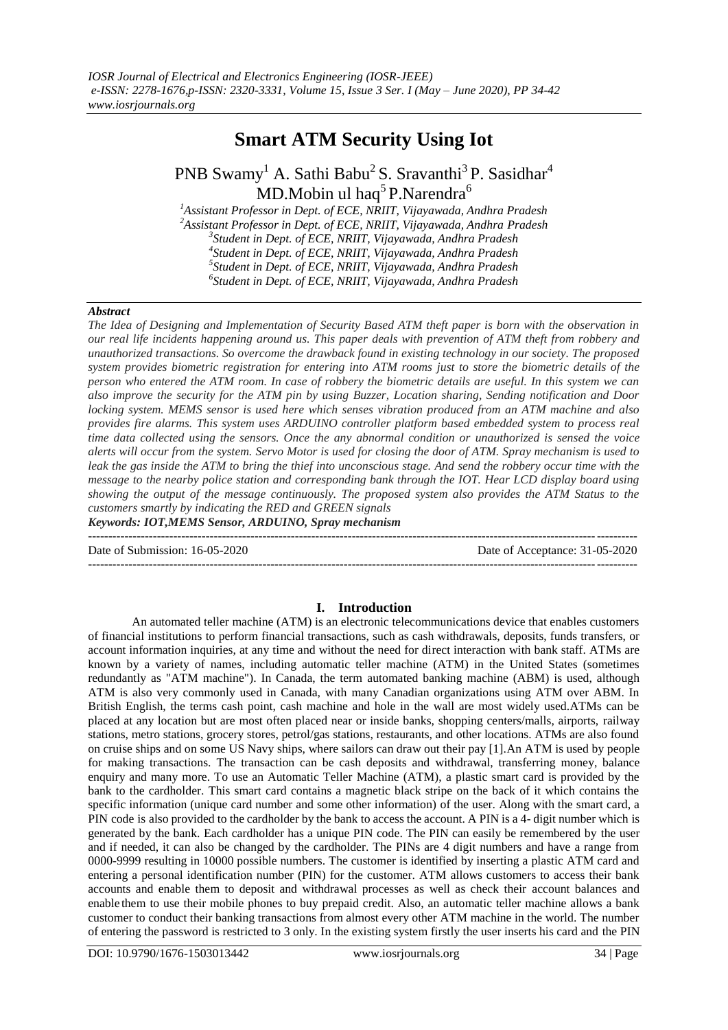# Smart ATM Security Using Iot

PNB Swamy[1] A. Sathi Babu[2] S. Sravanthi[3] P. Sasidhar[4] MD.Mobin ul haq[5] P.Narendra[6]

[1]Assistant Professor in Dept. of ECE, NRIIT, Vijayawada, Andhra Pradesh
[2]Assistant Professor in Dept. of ECE, NRIIT, Vijayawada, Andhra Pradesh
[3]Student in Dept. of ECE, NRIIT, Vijayawada, Andhra Pradesh
[4]Student in Dept. of ECE, NRIIT, Vijayawada, Andhra Pradesh
[5]Student in Dept. of ECE, NRIIT, Vijayawada, Andhra Pradesh
[6]Student in Dept. of ECE, NRIIT, Vijayawada, Andhra Pradesh

### *Abstract*

*The Idea of Designing and Implementation of Security Based ATM theft paper is born with the observation in our real life incidents happening around us. This paper deals with prevention of ATM theft from robbery and unauthorized transactions. So overcome the drawback found in existing technology in our society. The proposed system provides biometric registration for entering into ATM rooms just to store the biometric details of the person who entered the ATM room. In case of robbery the biometric details are useful. In this system we can also improve the security for the ATM pin by using Buzzer, Location sharing, Sending notification and Door locking system. MEMS sensor is used here which senses vibration produced from an ATM machine and also provides fire alarms. This system uses ARDUINO controller platform based embedded system to process real time data collected using the sensors. Once the any abnormal condition or unauthorized is sensed the voice alerts will occur from the system. Servo Motor is used for closing the door of ATM. Spray mechanism is used to leak the gas inside the ATM to bring the thief into unconscious stage. And send the robbery occur time with the message to the nearby police station and corresponding bank through the IOT. Hear LCD display board using showing the output of the message continuously. The proposed system also provides the ATM Status to the customers smartly by indicating the RED and GREEN signals*

***Keywords: IOT,MEMS Sensor, ARDUINO, Spray mechanism***

---

Date of Submission: 16-05-2020 Date of Acceptance: 31-05-2020

---

## I. Introduction

An automated teller machine (ATM) is an electronic telecommunications device that enables customers of financial institutions to perform financial transactions, such as cash withdrawals, deposits, funds transfers, or account information inquiries, at any time and without the need for direct interaction with bank staff. ATMs are known by a variety of names, including automatic teller machine (ATM) in the United States (sometimes redundantly as "ATM machine"). In Canada, the term automated banking machine (ABM) is used, although ATM is also very commonly used in Canada, with many Canadian organizations using ATM over ABM. In British English, the terms cash point, cash machine and hole in the wall are most widely used.ATMs can be placed at any location but are most often placed near or inside banks, shopping centers/malls, airports, railway stations, metro stations, grocery stores, petrol/gas stations, restaurants, and other locations. ATMs are also found on cruise ships and on some US Navy ships, where sailors can draw out their pay [1].An ATM is used by people for making transactions. The transaction can be cash deposits and withdrawal, transferring money, balance enquiry and many more. To use an Automatic Teller Machine (ATM), a plastic smart card is provided by the bank to the cardholder. This smart card contains a magnetic black stripe on the back of it which contains the specific information (unique card number and some other information) of the user. Along with the smart card, a PIN code is also provided to the cardholder by the bank to access the account. A PIN is a 4- digit number which is generated by the bank. Each cardholder has a unique PIN code. The PIN can easily be remembered by the user and if needed, it can also be changed by the cardholder. The PINs are 4 digit numbers and have a range from 0000-9999 resulting in 10000 possible numbers. The customer is identified by inserting a plastic ATM card and entering a personal identification number (PIN) for the customer. ATM allows customers to access their bank accounts and enable them to deposit and withdrawal processes as well as check their account balances and enable them to use their mobile phones to buy prepaid credit. Also, an automatic teller machine allows a bank customer to conduct their banking transactions from almost every other ATM machine in the world. The number of entering the password is restricted to 3 only. In the existing system firstly the user inserts his card and the PIN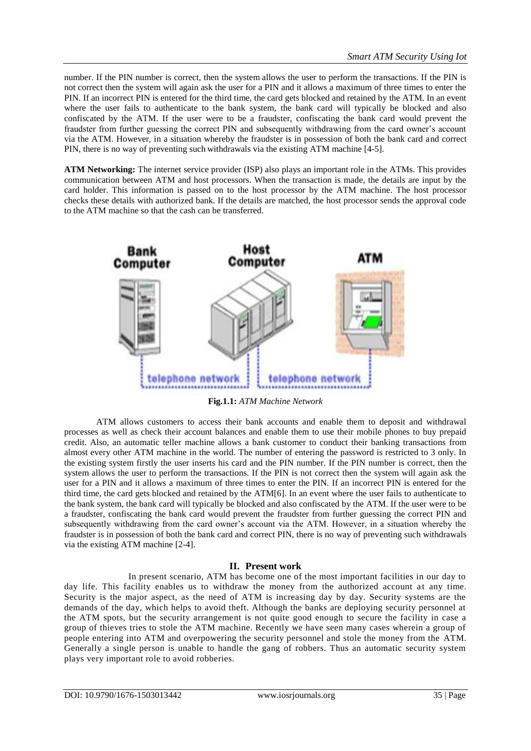number. If the PIN number is correct, then the system allows the user to perform the transactions. If the PIN is not correct then the system will again ask the user for a PIN and it allows a maximum of three times to enter the PIN. If an incorrect PIN is entered for the third time, the card gets blocked and retained by the ATM. In an event where the user fails to authenticate to the bank system, the bank card will typically be blocked and also confiscated by the ATM. If the user were to be a fraudster, confiscating the bank card would prevent the fraudster from further guessing the correct PIN and subsequently withdrawing from the card owner's account via the ATM. However, in a situation whereby the fraudster is in possession of both the bank card and correct PIN, there is no way of preventing such withdrawals via the existing ATM machine [4-5].

**ATM Networking:** The internet service provider (ISP) also plays an important role in the ATMs. This provides communication between ATM and host processors. When the transaction is made, the details are input by the card holder. This information is passed on to the host processor by the ATM machine. The host processor checks these details with authorized bank. If the details are matched, the host processor sends the approval code to the ATM machine so that the cash can be transferred.

**Fig.1.1:** *ATM Machine Network*

ATM allows customers to access their bank accounts and enable them to deposit and withdrawal processes as well as check their account balances and enable them to use their mobile phones to buy prepaid credit. Also, an automatic teller machine allows a bank customer to conduct their banking transactions from almost every other ATM machine in the world. The number of entering the password is restricted to 3 only. In the existing system firstly the user inserts his card and the PIN number. If the PIN number is correct, then the system allows the user to perform the transactions. If the PIN is not correct then the system will again ask the user for a PIN and it allows a maximum of three times to enter the PIN. If an incorrect PIN is entered for the third time, the card gets blocked and retained by the ATM[6]. In an event where the user fails to authenticate to the bank system, the bank card will typically be blocked and also confiscated by the ATM. If the user were to be a fraudster, confiscating the bank card would prevent the fraudster from further guessing the correct PIN and subsequently withdrawing from the card owner's account via the ATM. However, in a situation whereby the fraudster is in possession of both the bank card and correct PIN, there is no way of preventing such withdrawals via the existing ATM machine [2-4].

## II. Present work

In present scenario, ATM has become one of the most important facilities in our day to day life. This facility enables us to withdraw the money from the authorized account at any time. Security is the major aspect, as the need of ATM is increasing day by day. Security systems are the demands of the day, which helps to avoid theft. Although the banks are deploying security personnel at the ATM spots, but the security arrangement is not quite good enough to secure the facility in case a group of thieves tries to stole the ATM machine. Recently we have seen many cases wherein a group of people entering into ATM and overpowering the security personnel and stole the money from the ATM. Generally a single person is unable to handle the gang of robbers. Thus an automatic security system plays very important role to avoid robberies.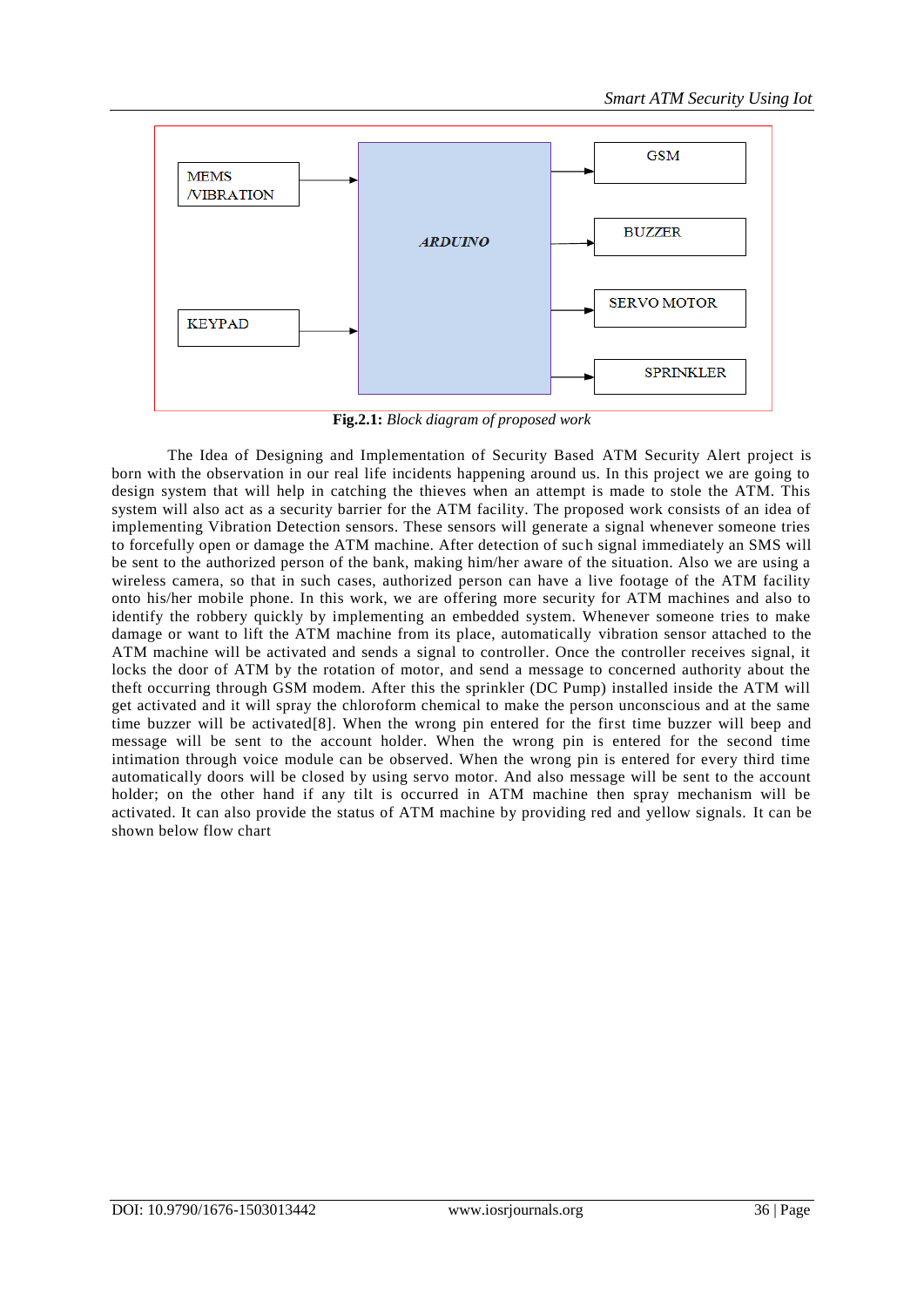**Fig.2.1:** *Block diagram of proposed work*

The Idea of Designing and Implementation of Security Based ATM Security Alert project is born with the observation in our real life incidents happening around us. In this project we are going to design system that will help in catching the thieves when an attempt is made to stole the ATM. This system will also act as a security barrier for the ATM facility. The proposed work consists of an idea of implementing Vibration Detection sensors. These sensors will generate a signal whenever someone tries to forcefully open or damage the ATM machine. After detection of such signal immediately an SMS will be sent to the authorized person of the bank, making him/her aware of the situation. Also we are using a wireless camera, so that in such cases, authorized person can have a live footage of the ATM facility onto his/her mobile phone. In this work, we are offering more security for ATM machines and also to identify the robbery quickly by implementing an embedded system. Whenever someone tries to make damage or want to lift the ATM machine from its place, automatically vibration sensor attached to the ATM machine will be activated and sends a signal to controller. Once the controller receives signal, it locks the door of ATM by the rotation of motor, and send a message to concerned authority about the theft occurring through GSM modem. After this the sprinkler (DC Pump) installed inside the ATM will get activated and it will spray the chloroform chemical to make the person unconscious and at the same time buzzer will be activated[8]. When the wrong pin entered for the first time buzzer will beep and message will be sent to the account holder. When the wrong pin is entered for the second time intimation through voice module can be observed. When the wrong pin is entered for every third time automatically doors will be closed by using servo motor. And also message will be sent to the account holder; on the other hand if any tilt is occurred in ATM machine then spray mechanism will be activated. It can also provide the status of ATM machine by providing red and yellow signals. It can be shown below flow chart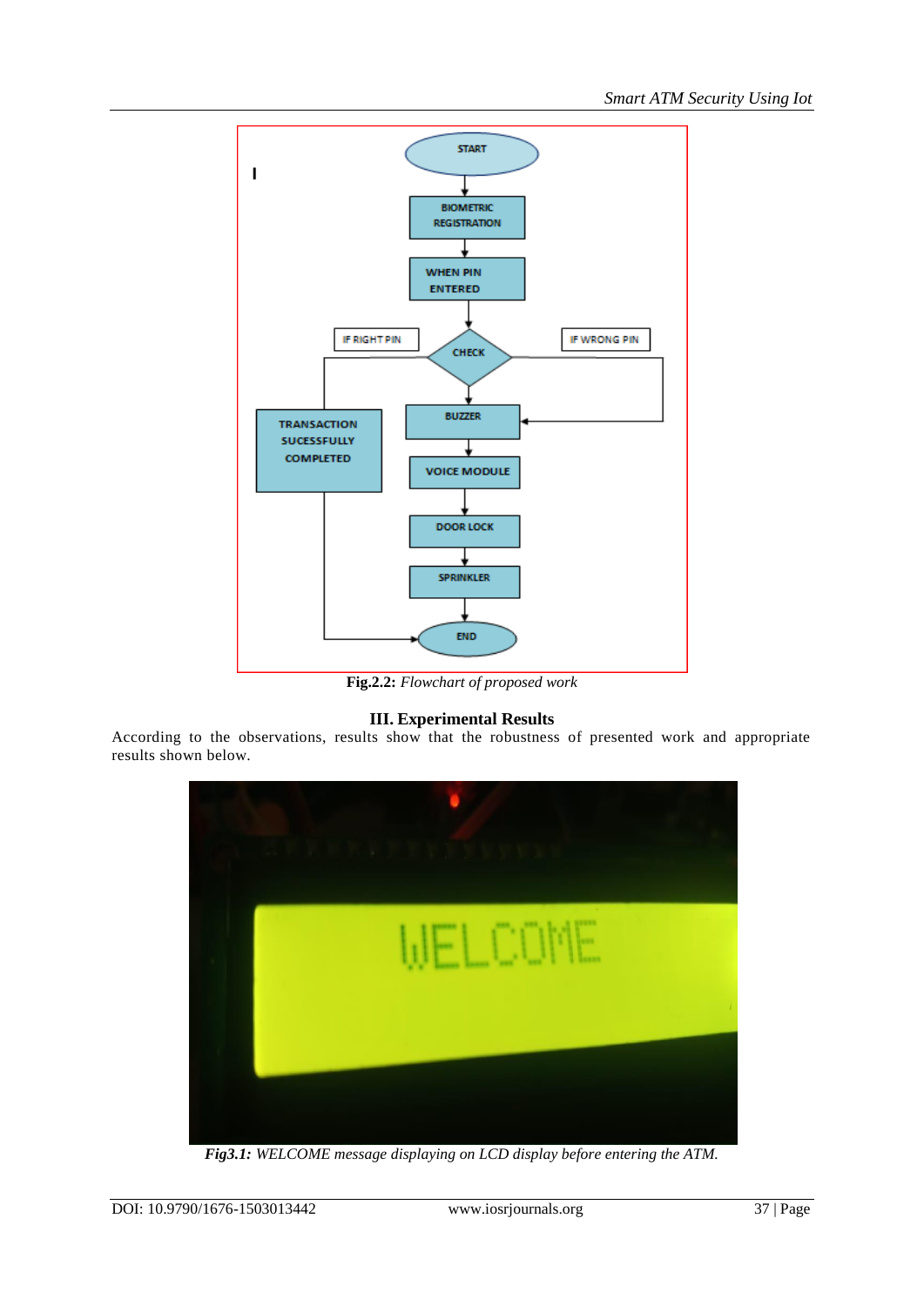Fig.2.2: *Flowchart of proposed work*

## III. Experimental Results

According to the observations, results show that the robustness of presented work and appropriate results shown below.

***Fig3.1:*** *WELCOME message displaying on LCD display before entering the ATM.*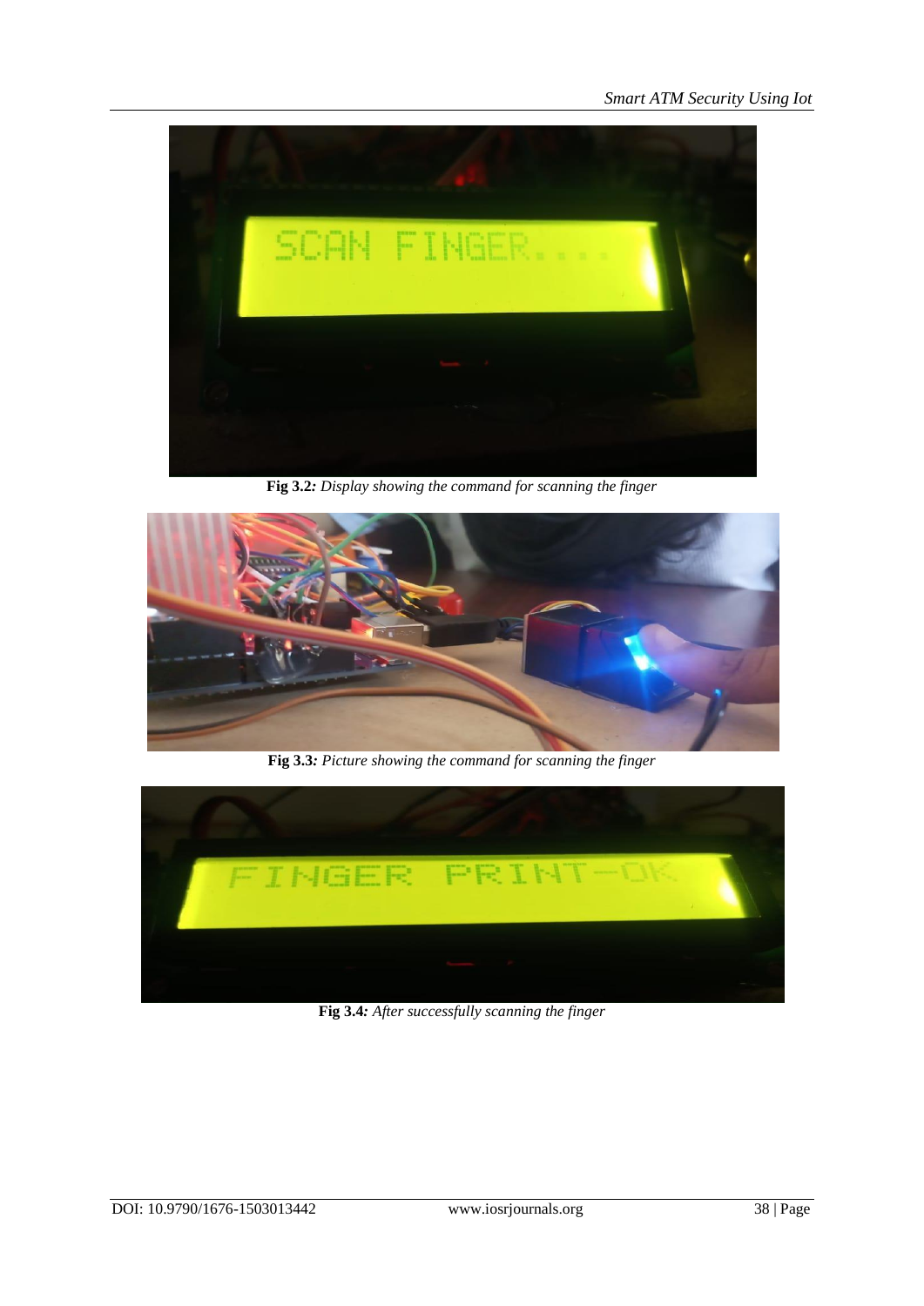**Fig 3.2***: Display showing the command for scanning the finger*

**Fig 3.3***: Picture showing the command for scanning the finger*

**Fig 3.4***: After successfully scanning the finger*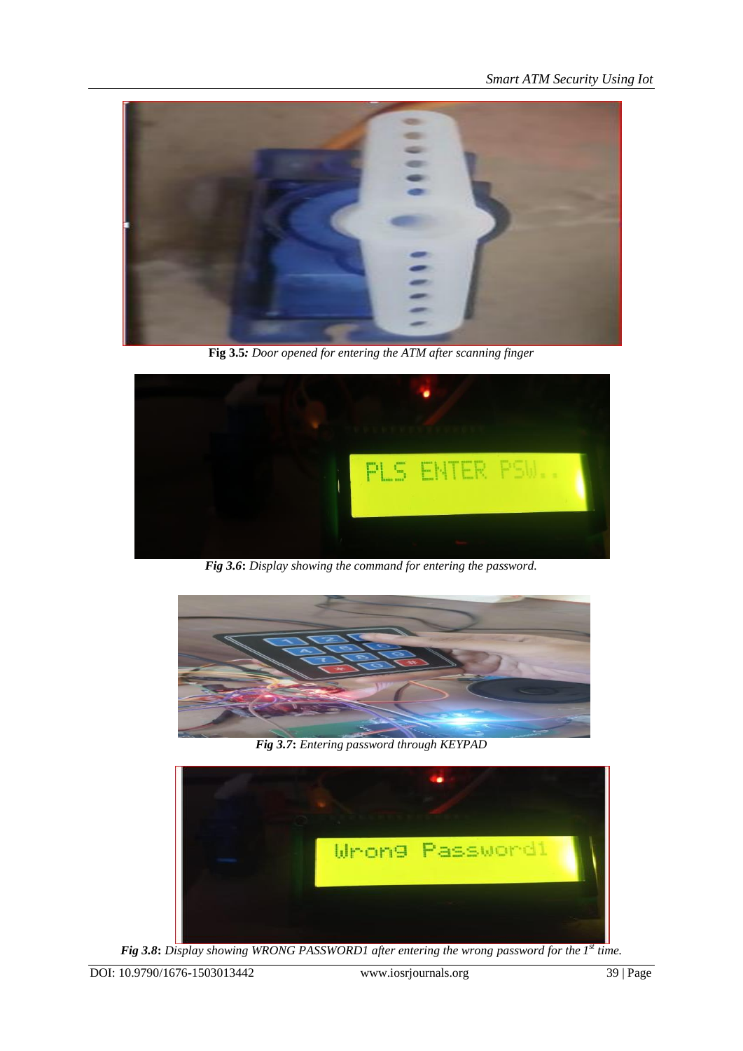**Fig 3.5:** *Door opened for entering the ATM after scanning finger*

***Fig 3.6*:** *Display showing the command for entering the password.*

***Fig 3.7*:** *Entering password through KEYPAD*

***Fig 3.8*:** *Display showing WRONG PASSWORD1 after entering the wrong password for the 1st time.*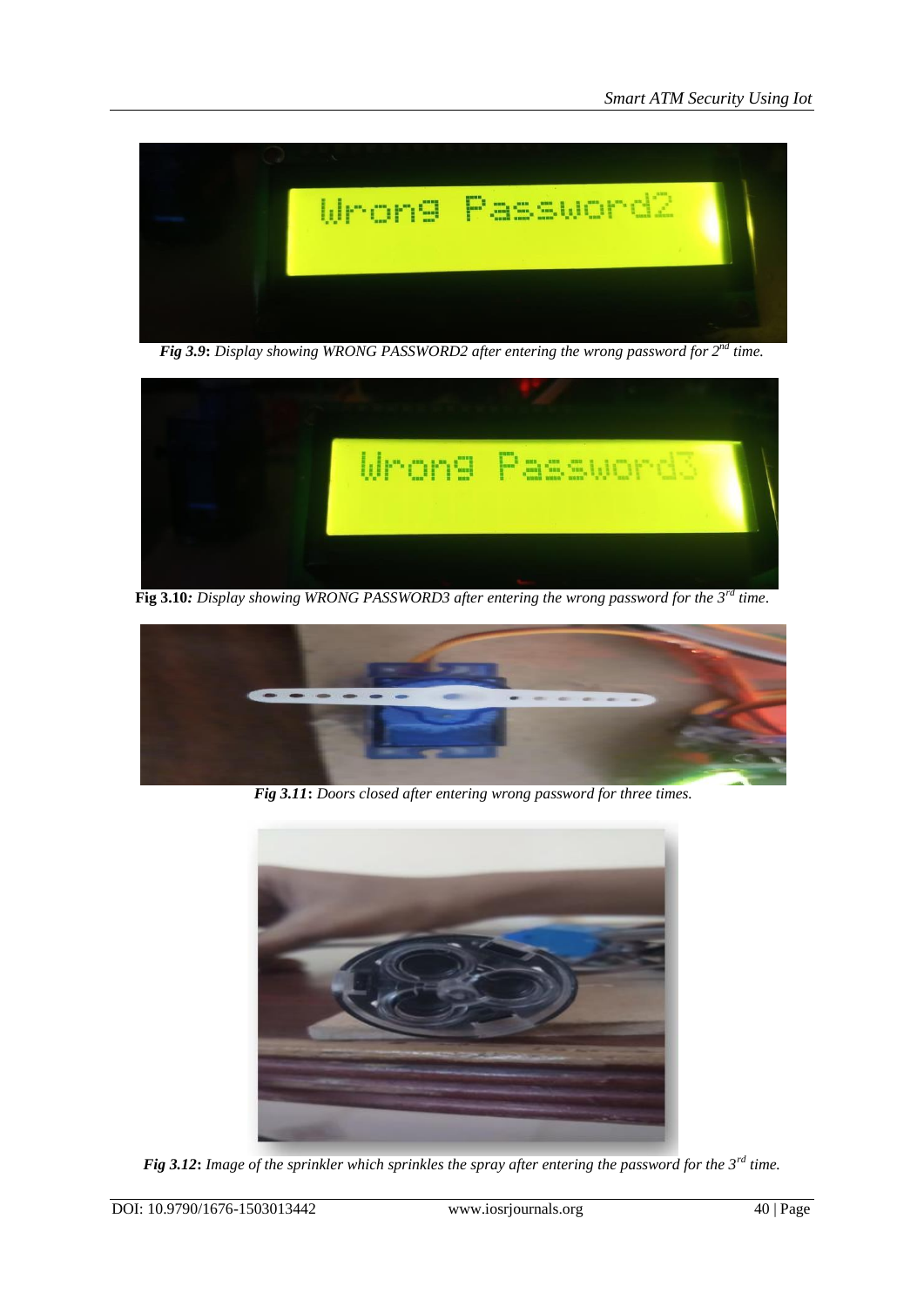***Fig 3.9*****:** *Display showing WRONG PASSWORD2 after entering the wrong password for 2nd time.*

**Fig 3.10***: Display showing WRONG PASSWORD3 after entering the wrong password for the 3rd time*.

***Fig 3.11*****:** *Doors closed after entering wrong password for three times.*

***Fig 3.12*****:** *Image of the sprinkler which sprinkles the spray after entering the password for the 3rd time.*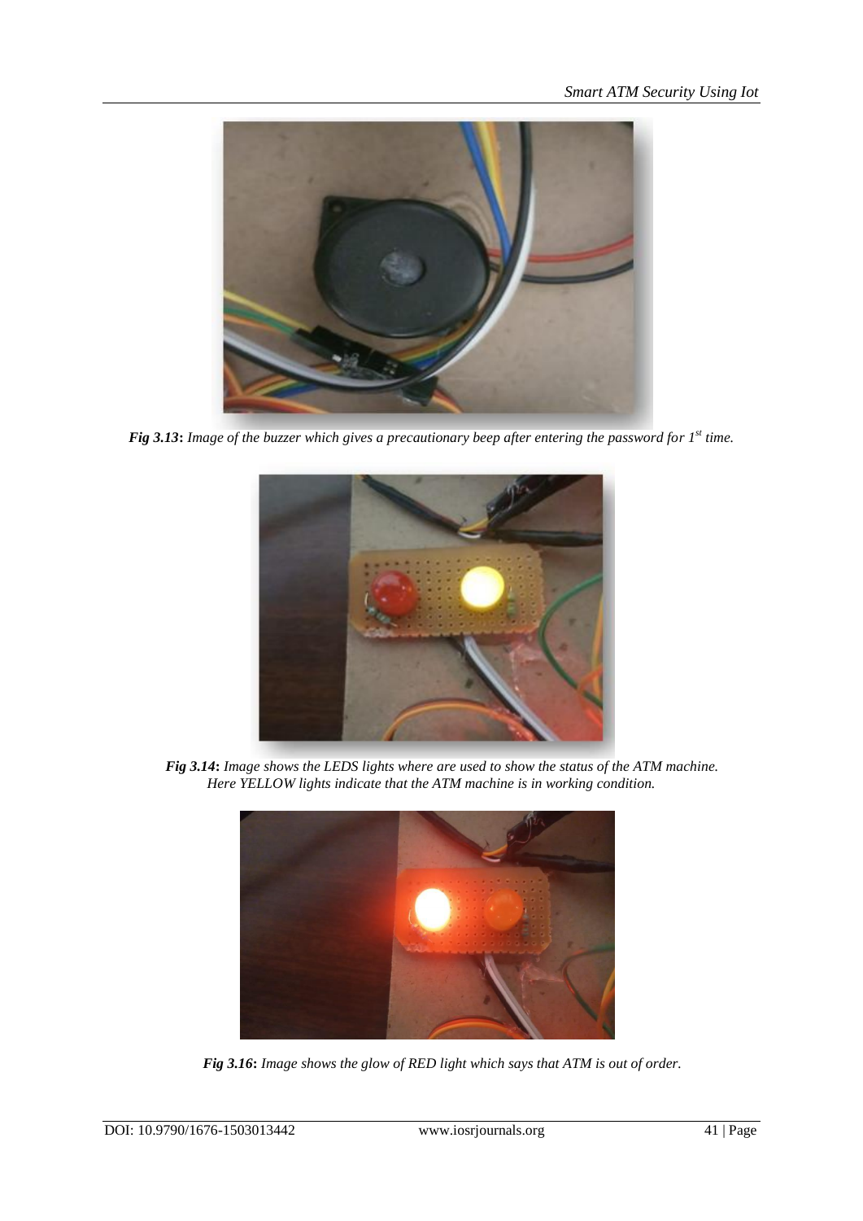*Fig 3.13*: *Image of the buzzer which gives a precautionary beep after entering the password for 1st time.*

*Fig 3.14*: *Image shows the LEDS lights where are used to show the status of the ATM machine. Here YELLOW lights indicate that the ATM machine is in working condition.*

*Fig 3.16*: *Image shows the glow of RED light which says that ATM is out of order.*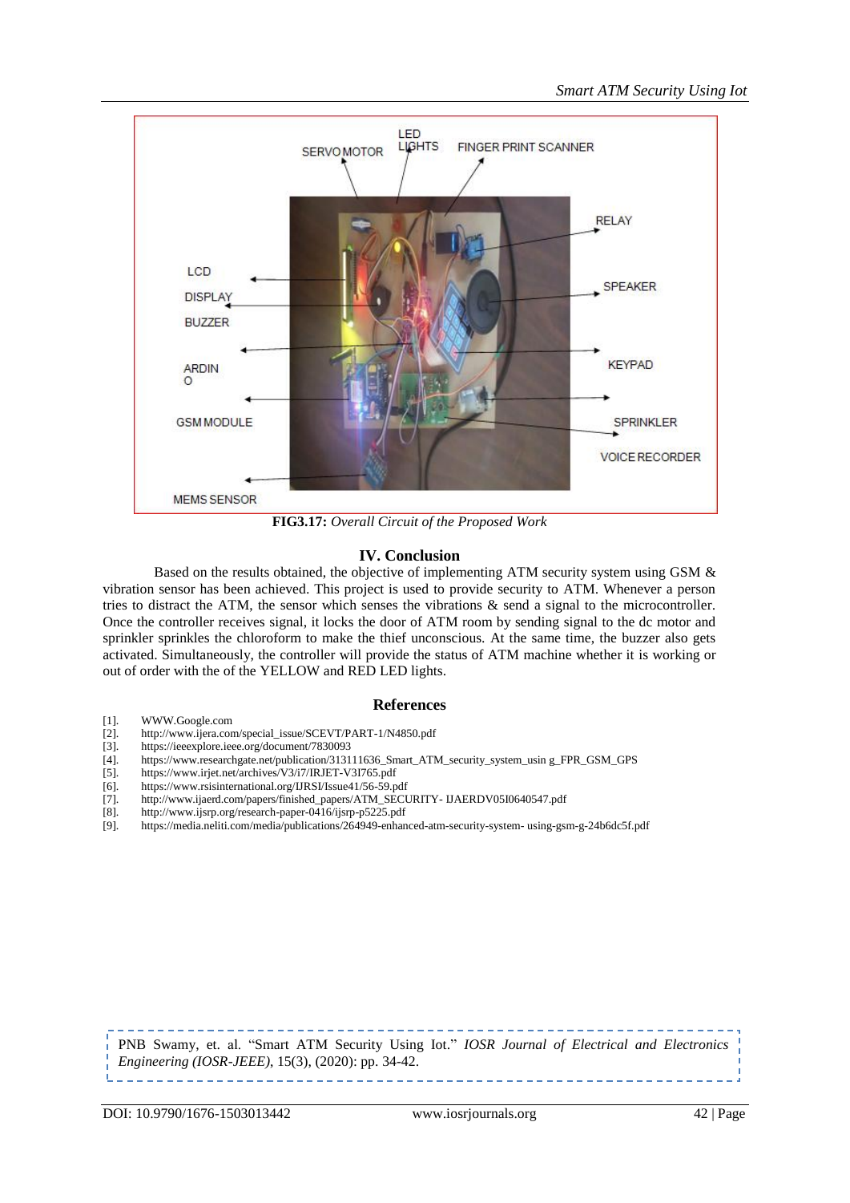SERVO MOTOR

LED LIGHTS

FINGER PRINT SCANNER

RELAY

LCD

DISPLAY

BUZZER

SPEAKER

KEYPAD

ARDIN O

GSM MODULE

SPRINKLER

VOICE RECORDER

MEMS SENSOR

**FIG3.17:** *Overall Circuit of the Proposed Work*

## IV. Conclusion

Based on the results obtained, the objective of implementing ATM security system using GSM & vibration sensor has been achieved. This project is used to provide security to ATM. Whenever a person tries to distract the ATM, the sensor which senses the vibrations & send a signal to the microcontroller. Once the controller receives signal, it locks the door of ATM room by sending signal to the dc motor and sprinkler sprinkles the chloroform to make the thief unconscious. At the same time, the buzzer also gets activated. Simultaneously, the controller will provide the status of ATM machine whether it is working or out of order with the of the YELLOW and RED LED lights.

## References

[1]. WWW.Google.com
[2]. http://www.ijera.com/special_issue/SCEVT/PART-1/N4850.pdf
[3]. https://ieeexplore.ieee.org/document/7830093
[4]. https://www.researchgate.net/publication/313111636_Smart_ATM_security_system_usin g_FPR_GSM_GPS
[5]. https://www.irjet.net/archives/V3/i7/IRJET-V3I765.pdf
[6]. https://www.rsisinternational.org/IJRSI/Issue41/56-59.pdf
[7]. http://www.ijaerd.com/papers/finished_papers/ATM_SECURITY- IJAERDV05I0640547.pdf
[8]. http://www.ijsrp.org/research-paper-0416/ijsrp-p5225.pdf
[9]. https://media.neliti.com/media/publications/264949-enhanced-atm-security-system- using-gsm-g-24b6dc5f.pdf

PNB Swamy, et. al. "Smart ATM Security Using Iot." *IOSR Journal of Electrical and Electronics Engineering (IOSR-JEEE)*, 15(3), (2020): pp. 34-42.